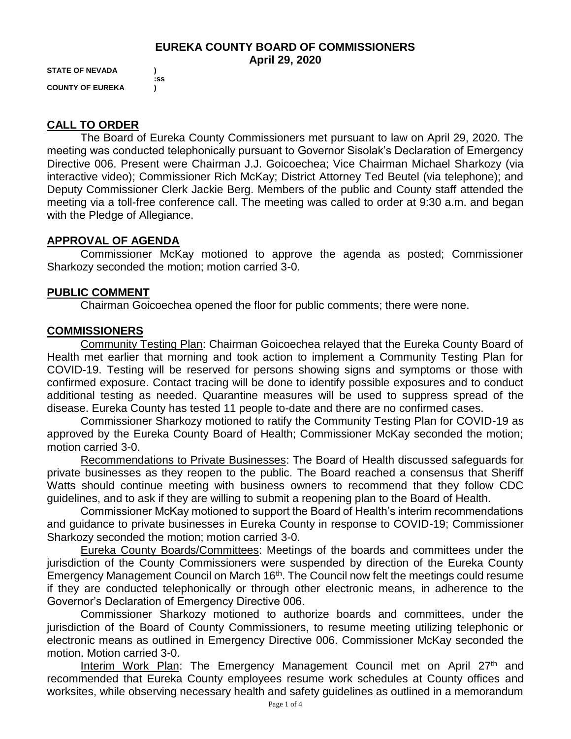# EUREKA COUNTY BOARD OF COMMISSIONERS
## April 29, 2020

**STATE OF NEVADA )**
**:ss**
**COUNTY OF EUREKA )**

## CALL TO ORDER

The Board of Eureka County Commissioners met pursuant to law on April 29, 2020. The meeting was conducted telephonically pursuant to Governor Sisolak's Declaration of Emergency Directive 006. Present were Chairman J.J. Goicoechea; Vice Chairman Michael Sharkozy (via interactive video); Commissioner Rich McKay; District Attorney Ted Beutel (via telephone); and Deputy Commissioner Clerk Jackie Berg. Members of the public and County staff attended the meeting via a toll-free conference call. The meeting was called to order at 9:30 a.m. and began with the Pledge of Allegiance.

## APPROVAL OF AGENDA

Commissioner McKay motioned to approve the agenda as posted; Commissioner Sharkozy seconded the motion; motion carried 3-0.

## PUBLIC COMMENT

Chairman Goicoechea opened the floor for public comments; there were none.

## COMMISSIONERS

Community Testing Plan: Chairman Goicoechea relayed that the Eureka County Board of Health met earlier that morning and took action to implement a Community Testing Plan for COVID-19. Testing will be reserved for persons showing signs and symptoms or those with confirmed exposure. Contact tracing will be done to identify possible exposures and to conduct additional testing as needed. Quarantine measures will be used to suppress spread of the disease. Eureka County has tested 11 people to-date and there are no confirmed cases.

Commissioner Sharkozy motioned to ratify the Community Testing Plan for COVID-19 as approved by the Eureka County Board of Health; Commissioner McKay seconded the motion; motion carried 3-0.

Recommendations to Private Businesses: The Board of Health discussed safeguards for private businesses as they reopen to the public. The Board reached a consensus that Sheriff Watts should continue meeting with business owners to recommend that they follow CDC guidelines, and to ask if they are willing to submit a reopening plan to the Board of Health.

Commissioner McKay motioned to support the Board of Health's interim recommendations and guidance to private businesses in Eureka County in response to COVID-19; Commissioner Sharkozy seconded the motion; motion carried 3-0.

Eureka County Boards/Committees: Meetings of the boards and committees under the jurisdiction of the County Commissioners were suspended by direction of the Eureka County Emergency Management Council on March 16th. The Council now felt the meetings could resume if they are conducted telephonically or through other electronic means, in adherence to the Governor's Declaration of Emergency Directive 006.

Commissioner Sharkozy motioned to authorize boards and committees, under the jurisdiction of the Board of County Commissioners, to resume meeting utilizing telephonic or electronic means as outlined in Emergency Directive 006. Commissioner McKay seconded the motion. Motion carried 3-0.

Interim Work Plan: The Emergency Management Council met on April 27th and recommended that Eureka County employees resume work schedules at County offices and worksites, while observing necessary health and safety guidelines as outlined in a memorandum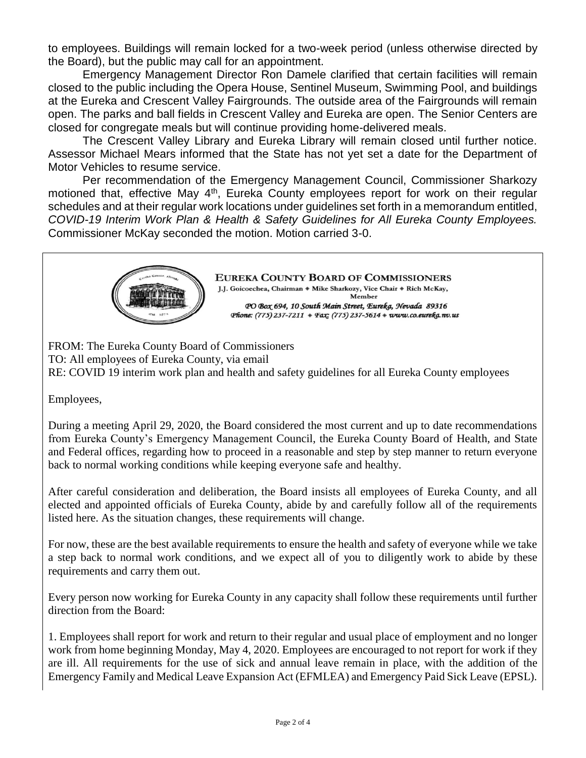to employees. Buildings will remain locked for a two-week period (unless otherwise directed by the Board), but the public may call for an appointment.

Emergency Management Director Ron Damele clarified that certain facilities will remain closed to the public including the Opera House, Sentinel Museum, Swimming Pool, and buildings at the Eureka and Crescent Valley Fairgrounds. The outside area of the Fairgrounds will remain open. The parks and ball fields in Crescent Valley and Eureka are open. The Senior Centers are closed for congregate meals but will continue providing home-delivered meals.

The Crescent Valley Library and Eureka Library will remain closed until further notice. Assessor Michael Mears informed that the State has not yet set a date for the Department of Motor Vehicles to resume service.

Per recommendation of the Emergency Management Council, Commissioner Sharkozy motioned that, effective May 4th, Eureka County employees report for work on their regular schedules and at their regular work locations under guidelines set forth in a memorandum entitled, *COVID-19 Interim Work Plan & Health & Safety Guidelines for All Eureka County Employees.* Commissioner McKay seconded the motion. Motion carried 3-0.

**EUREKA COUNTY BOARD OF COMMISSIONERS**

J.J. Goicoechea, Chairman ◆ Mike Sharkozy, Vice Chair ◆ Rich McKay, Member

*PO Box 694, 10 South Main Street, Eureka, Nevada 89316*

*Phone: (775) 237-7211 ◆ Fax: (775) 237-5614 ◆ www.co.eureka.nv.us*

FROM: The Eureka County Board of Commissioners
TO: All employees of Eureka County, via email
RE: COVID 19 interim work plan and health and safety guidelines for all Eureka County employees

Employees,

During a meeting April 29, 2020, the Board considered the most current and up to date recommendations from Eureka County's Emergency Management Council, the Eureka County Board of Health, and State and Federal offices, regarding how to proceed in a reasonable and step by step manner to return everyone back to normal working conditions while keeping everyone safe and healthy.

After careful consideration and deliberation, the Board insists all employees of Eureka County, and all elected and appointed officials of Eureka County, abide by and carefully follow all of the requirements listed here. As the situation changes, these requirements will change.

For now, these are the best available requirements to ensure the health and safety of everyone while we take a step back to normal work conditions, and we expect all of you to diligently work to abide by these requirements and carry them out.

Every person now working for Eureka County in any capacity shall follow these requirements until further direction from the Board:

1. Employees shall report for work and return to their regular and usual place of employment and no longer work from home beginning Monday, May 4, 2020. Employees are encouraged to not report for work if they are ill. All requirements for the use of sick and annual leave remain in place, with the addition of the Emergency Family and Medical Leave Expansion Act (EFMLEA) and Emergency Paid Sick Leave (EPSL).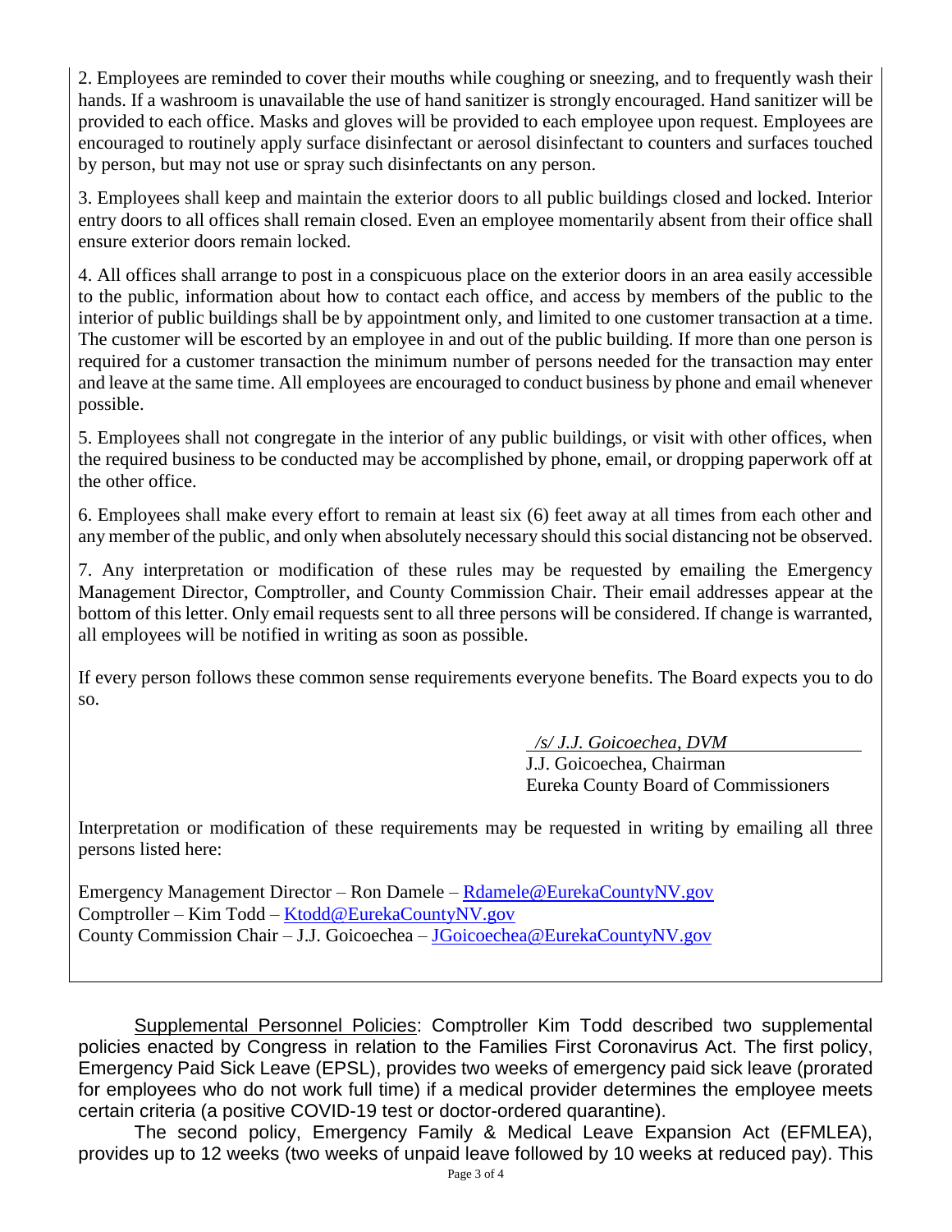2. Employees are reminded to cover their mouths while coughing or sneezing, and to frequently wash their hands. If a washroom is unavailable the use of hand sanitizer is strongly encouraged. Hand sanitizer will be provided to each office. Masks and gloves will be provided to each employee upon request. Employees are encouraged to routinely apply surface disinfectant or aerosol disinfectant to counters and surfaces touched by person, but may not use or spray such disinfectants on any person.

3. Employees shall keep and maintain the exterior doors to all public buildings closed and locked. Interior entry doors to all offices shall remain closed. Even an employee momentarily absent from their office shall ensure exterior doors remain locked.

4. All offices shall arrange to post in a conspicuous place on the exterior doors in an area easily accessible to the public, information about how to contact each office, and access by members of the public to the interior of public buildings shall be by appointment only, and limited to one customer transaction at a time. The customer will be escorted by an employee in and out of the public building. If more than one person is required for a customer transaction the minimum number of persons needed for the transaction may enter and leave at the same time. All employees are encouraged to conduct business by phone and email whenever possible.

5. Employees shall not congregate in the interior of any public buildings, or visit with other offices, when the required business to be conducted may be accomplished by phone, email, or dropping paperwork off at the other office.

6. Employees shall make every effort to remain at least six (6) feet away at all times from each other and any member of the public, and only when absolutely necessary should this social distancing not be observed.

7. Any interpretation or modification of these rules may be requested by emailing the Emergency Management Director, Comptroller, and County Commission Chair. Their email addresses appear at the bottom of this letter. Only email requests sent to all three persons will be considered. If change is warranted, all employees will be notified in writing as soon as possible.

If every person follows these common sense requirements everyone benefits. The Board expects you to do so.

*/s/ J.J. Goicoechea, DVM*
J.J. Goicoechea, Chairman
Eureka County Board of Commissioners

Interpretation or modification of these requirements may be requested in writing by emailing all three persons listed here:

Emergency Management Director – Ron Damele – Rdamele@EurekaCountyNV.gov
Comptroller – Kim Todd – Ktodd@EurekaCountyNV.gov
County Commission Chair – J.J. Goicoechea – JGoicoechea@EurekaCountyNV.gov

Supplemental Personnel Policies: Comptroller Kim Todd described two supplemental policies enacted by Congress in relation to the Families First Coronavirus Act. The first policy, Emergency Paid Sick Leave (EPSL), provides two weeks of emergency paid sick leave (prorated for employees who do not work full time) if a medical provider determines the employee meets certain criteria (a positive COVID-19 test or doctor-ordered quarantine).

The second policy, Emergency Family & Medical Leave Expansion Act (EFMLEA), provides up to 12 weeks (two weeks of unpaid leave followed by 10 weeks at reduced pay). This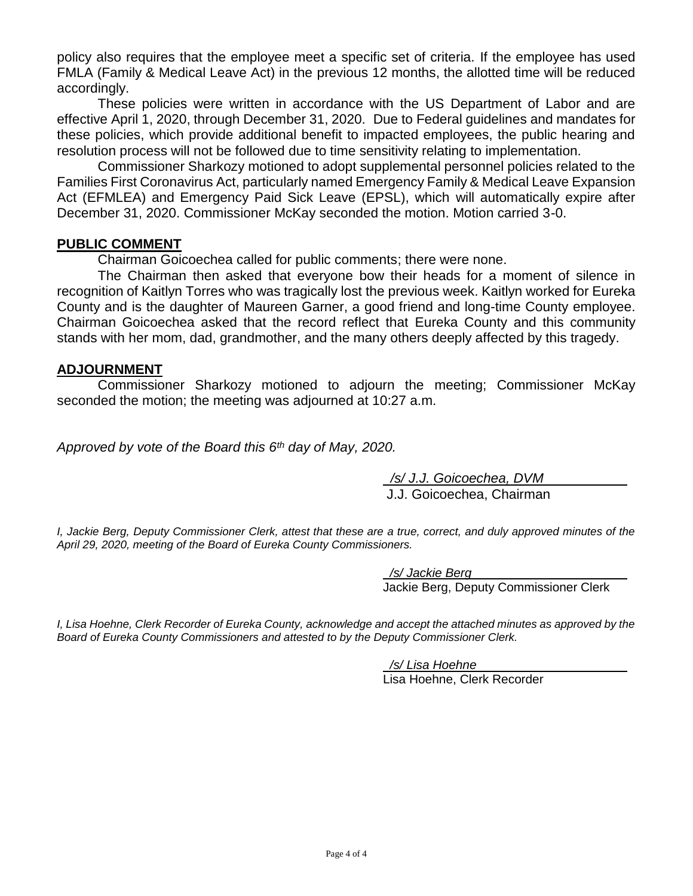policy also requires that the employee meet a specific set of criteria. If the employee has used FMLA (Family & Medical Leave Act) in the previous 12 months, the allotted time will be reduced accordingly.

These policies were written in accordance with the US Department of Labor and are effective April 1, 2020, through December 31, 2020. Due to Federal guidelines and mandates for these policies, which provide additional benefit to impacted employees, the public hearing and resolution process will not be followed due to time sensitivity relating to implementation.

Commissioner Sharkozy motioned to adopt supplemental personnel policies related to the Families First Coronavirus Act, particularly named Emergency Family & Medical Leave Expansion Act (EFMLEA) and Emergency Paid Sick Leave (EPSL), which will automatically expire after December 31, 2020. Commissioner McKay seconded the motion. Motion carried 3-0.

## PUBLIC COMMENT

Chairman Goicoechea called for public comments; there were none.

The Chairman then asked that everyone bow their heads for a moment of silence in recognition of Kaitlyn Torres who was tragically lost the previous week. Kaitlyn worked for Eureka County and is the daughter of Maureen Garner, a good friend and long-time County employee. Chairman Goicoechea asked that the record reflect that Eureka County and this community stands with her mom, dad, grandmother, and the many others deeply affected by this tragedy.

## ADJOURNMENT

Commissioner Sharkozy motioned to adjourn the meeting; Commissioner McKay seconded the motion; the meeting was adjourned at 10:27 a.m.

*Approved by vote of the Board this 6th day of May, 2020.*

*/s/ J.J. Goicoechea, DVM*
J.J. Goicoechea, Chairman

*I, Jackie Berg, Deputy Commissioner Clerk, attest that these are a true, correct, and duly approved minutes of the April 29, 2020, meeting of the Board of Eureka County Commissioners.*

*/s/ Jackie Berg*
Jackie Berg, Deputy Commissioner Clerk

*I, Lisa Hoehne, Clerk Recorder of Eureka County, acknowledge and accept the attached minutes as approved by the Board of Eureka County Commissioners and attested to by the Deputy Commissioner Clerk.*

*/s/ Lisa Hoehne*
Lisa Hoehne, Clerk Recorder